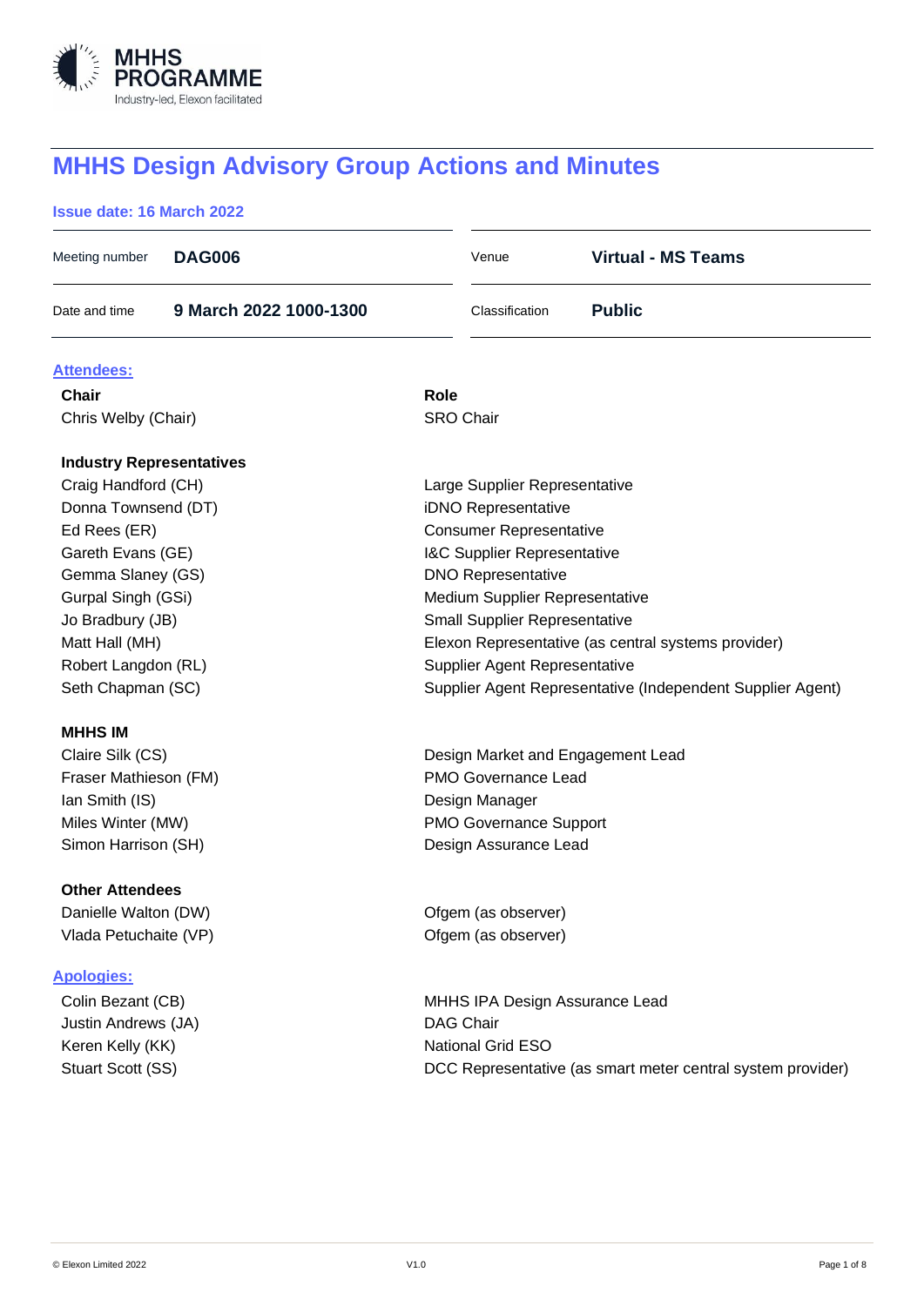MHHS PROGRAMME
Industry-led, Elexon facilitated

# MHHS Design Advisory Group Actions and Minutes

**Issue date: 16 March 2022**

| | | | |
|---|---|---|---|
| Meeting number | **DAG006** | Venue | **Virtual - MS Teams** |
| Date and time | **9 March 2022 1000-1300** | Classification | **Public** |

## Attendees:

| **Chair** | **Role** |
|---|---|
| Chris Welby (Chair) | SRO Chair |
| **Industry Representatives** | |
| Craig Handford (CH) | Large Supplier Representative |
| Donna Townsend (DT) | iDNO Representative |
| Ed Rees (ER) | Consumer Representative |
| Gareth Evans (GE) | I&C Supplier Representative |
| Gemma Slaney (GS) | DNO Representative |
| Gurpal Singh (GSi) | Medium Supplier Representative |
| Jo Bradbury (JB) | Small Supplier Representative |
| Matt Hall (MH) | Elexon Representative (as central systems provider) |
| Robert Langdon (RL) | Supplier Agent Representative |
| Seth Chapman (SC) | Supplier Agent Representative (Independent Supplier Agent) |
| **MHHS IM** | |
| Claire Silk (CS) | Design Market and Engagement Lead |
| Fraser Mathieson (FM) | PMO Governance Lead |
| Ian Smith (IS) | Design Manager |
| Miles Winter (MW) | PMO Governance Support |
| Simon Harrison (SH) | Design Assurance Lead |
| **Other Attendees** | |
| Danielle Walton (DW) | Ofgem (as observer) |
| Vlada Petuchaite (VP) | Ofgem (as observer) |

## Apologies:

| | |
|---|---|
| Colin Bezant (CB) | MHHS IPA Design Assurance Lead |
| Justin Andrews (JA) | DAG Chair |
| Keren Kelly (KK) | National Grid ESO |
| Stuart Scott (SS) | DCC Representative (as smart meter central system provider) |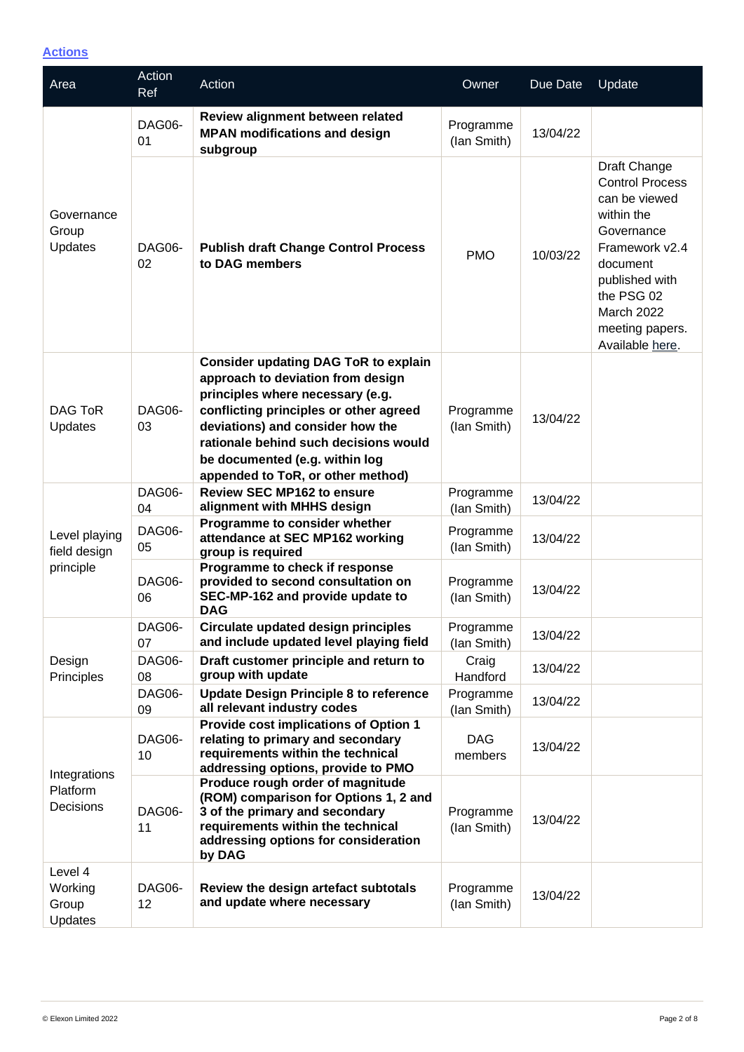## [Actions](#)

| Area | Action Ref | Action | Owner | Due Date | Update |
|---|---|---|---|---|---|
| Governance Group Updates | DAG06-01 | **Review alignment between related MPAN modifications and design subgroup** | Programme (Ian Smith) | 13/04/22 | |
| | DAG06-02 | **Publish draft Change Control Process to DAG members** | PMO | 10/03/22 | Draft Change Control Process can be viewed within the Governance Framework v2.4 document published with the PSG 02 March 2022 meeting papers. Available here. |
| DAG ToR Updates | DAG06-03 | **Consider updating DAG ToR to explain approach to deviation from design principles where necessary (e.g. conflicting principles or other agreed deviations) and consider how the rationale behind such decisions would be documented (e.g. within log appended to ToR, or other method)** | Programme (Ian Smith) | 13/04/22 | |
| Level playing field design principle | DAG06-04 | **Review SEC MP162 to ensure alignment with MHHS design** | Programme (Ian Smith) | 13/04/22 | |
| | DAG06-05 | **Programme to consider whether attendance at SEC MP162 working group is required** | Programme (Ian Smith) | 13/04/22 | |
| | DAG06-06 | **Programme to check if response provided to second consultation on SEC-MP-162 and provide update to DAG** | Programme (Ian Smith) | 13/04/22 | |
| Design Principles | DAG06-07 | **Circulate updated design principles and include updated level playing field** | Programme (Ian Smith) | 13/04/22 | |
| | DAG06-08 | **Draft customer principle and return to group with update** | Craig Handford | 13/04/22 | |
| | DAG06-09 | **Update Design Principle 8 to reference all relevant industry codes** | Programme (Ian Smith) | 13/04/22 | |
| Integrations Platform Decisions | DAG06-10 | **Provide cost implications of Option 1 relating to primary and secondary requirements within the technical addressing options, provide to PMO** | DAG members | 13/04/22 | |
| | DAG06-11 | **Produce rough order of magnitude (ROM) comparison for Options 1, 2 and 3 of the primary and secondary requirements within the technical addressing options for consideration by DAG** | Programme (Ian Smith) | 13/04/22 | |
| Level 4 Working Group Updates | DAG06-12 | **Review the design artefact subtotals and update where necessary** | Programme (Ian Smith) | 13/04/22 | |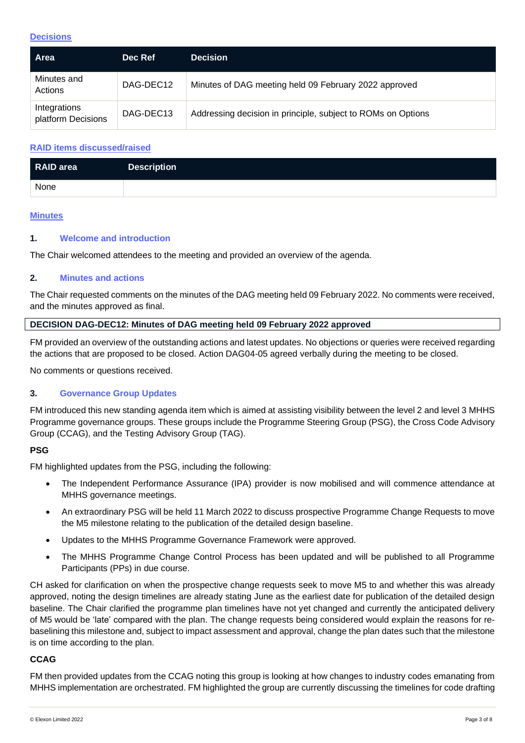## Decisions

| Area | Dec Ref | Decision |
|---|---|---|
| Minutes and Actions | DAG-DEC12 | Minutes of DAG meeting held 09 February 2022 approved |
| Integrations platform Decisions | DAG-DEC13 | Addressing decision in principle, subject to ROMs on Options |

## RAID items discussed/raised

| RAID area | Description |
|---|---|
| None | |

## Minutes

### 1. Welcome and introduction

The Chair welcomed attendees to the meeting and provided an overview of the agenda.

### 2. Minutes and actions

The Chair requested comments on the minutes of the DAG meeting held 09 February 2022. No comments were received, and the minutes approved as final.

**DECISION DAG-DEC12: Minutes of DAG meeting held 09 February 2022 approved**

FM provided an overview of the outstanding actions and latest updates. No objections or queries were received regarding the actions that are proposed to be closed. Action DAG04-05 agreed verbally during the meeting to be closed.

No comments or questions received.

### 3. Governance Group Updates

FM introduced this new standing agenda item which is aimed at assisting visibility between the level 2 and level 3 MHHS Programme governance groups. These groups include the Programme Steering Group (PSG), the Cross Code Advisory Group (CCAG), and the Testing Advisory Group (TAG).

**PSG**

FM highlighted updates from the PSG, including the following:

- The Independent Performance Assurance (IPA) provider is now mobilised and will commence attendance at MHHS governance meetings.
- An extraordinary PSG will be held 11 March 2022 to discuss prospective Programme Change Requests to move the M5 milestone relating to the publication of the detailed design baseline.
- Updates to the MHHS Programme Governance Framework were approved.
- The MHHS Programme Change Control Process has been updated and will be published to all Programme Participants (PPs) in due course.

CH asked for clarification on when the prospective change requests seek to move M5 to and whether this was already approved, noting the design timelines are already stating June as the earliest date for publication of the detailed design baseline. The Chair clarified the programme plan timelines have not yet changed and currently the anticipated delivery of M5 would be 'late' compared with the plan. The change requests being considered would explain the reasons for re-baselining this milestone and, subject to impact assessment and approval, change the plan dates such that the milestone is on time according to the plan.

**CCAG**

FM then provided updates from the CCAG noting this group is looking at how changes to industry codes emanating from MHHS implementation are orchestrated. FM highlighted the group are currently discussing the timelines for code drafting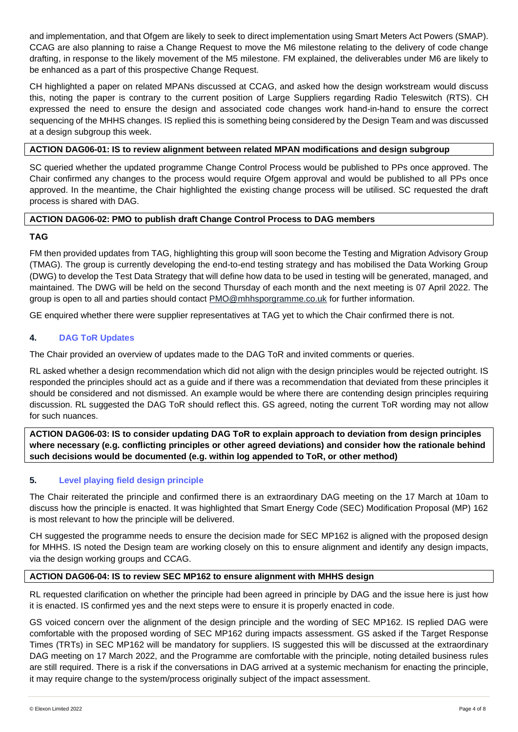and implementation, and that Ofgem are likely to seek to direct implementation using Smart Meters Act Powers (SMAP). CCAG are also planning to raise a Change Request to move the M6 milestone relating to the delivery of code change drafting, in response to the likely movement of the M5 milestone. FM explained, the deliverables under M6 are likely to be enhanced as a part of this prospective Change Request.

CH highlighted a paper on related MPANs discussed at CCAG, and asked how the design workstream would discuss this, noting the paper is contrary to the current position of Large Suppliers regarding Radio Teleswitch (RTS). CH expressed the need to ensure the design and associated code changes work hand-in-hand to ensure the correct sequencing of the MHHS changes. IS replied this is something being considered by the Design Team and was discussed at a design subgroup this week.

**ACTION DAG06-01: IS to review alignment between related MPAN modifications and design subgroup**

SC queried whether the updated programme Change Control Process would be published to PPs once approved. The Chair confirmed any changes to the process would require Ofgem approval and would be published to all PPs once approved. In the meantime, the Chair highlighted the existing change process will be utilised. SC requested the draft process is shared with DAG.

**ACTION DAG06-02: PMO to publish draft Change Control Process to DAG members**

**TAG**

FM then provided updates from TAG, highlighting this group will soon become the Testing and Migration Advisory Group (TMAG). The group is currently developing the end-to-end testing strategy and has mobilised the Data Working Group (DWG) to develop the Test Data Strategy that will define how data to be used in testing will be generated, managed, and maintained. The DWG will be held on the second Thursday of each month and the next meeting is 07 April 2022. The group is open to all and parties should contact PMO@mhhsporgramme.co.uk for further information.

GE enquired whether there were supplier representatives at TAG yet to which the Chair confirmed there is not.

## 4. DAG ToR Updates

The Chair provided an overview of updates made to the DAG ToR and invited comments or queries.

RL asked whether a design recommendation which did not align with the design principles would be rejected outright. IS responded the principles should act as a guide and if there was a recommendation that deviated from these principles it should be considered and not dismissed. An example would be where there are contending design principles requiring discussion. RL suggested the DAG ToR should reflect this. GS agreed, noting the current ToR wording may not allow for such nuances.

**ACTION DAG06-03: IS to consider updating DAG ToR to explain approach to deviation from design principles where necessary (e.g. conflicting principles or other agreed deviations) and consider how the rationale behind such decisions would be documented (e.g. within log appended to ToR, or other method)**

## 5. Level playing field design principle

The Chair reiterated the principle and confirmed there is an extraordinary DAG meeting on the 17 March at 10am to discuss how the principle is enacted. It was highlighted that Smart Energy Code (SEC) Modification Proposal (MP) 162 is most relevant to how the principle will be delivered.

CH suggested the programme needs to ensure the decision made for SEC MP162 is aligned with the proposed design for MHHS. IS noted the Design team are working closely on this to ensure alignment and identify any design impacts, via the design working groups and CCAG.

**ACTION DAG06-04: IS to review SEC MP162 to ensure alignment with MHHS design**

RL requested clarification on whether the principle had been agreed in principle by DAG and the issue here is just how it is enacted. IS confirmed yes and the next steps were to ensure it is properly enacted in code.

GS voiced concern over the alignment of the design principle and the wording of SEC MP162. IS replied DAG were comfortable with the proposed wording of SEC MP162 during impacts assessment. GS asked if the Target Response Times (TRTs) in SEC MP162 will be mandatory for suppliers. IS suggested this will be discussed at the extraordinary DAG meeting on 17 March 2022, and the Programme are comfortable with the principle, noting detailed business rules are still required. There is a risk if the conversations in DAG arrived at a systemic mechanism for enacting the principle, it may require change to the system/process originally subject of the impact assessment.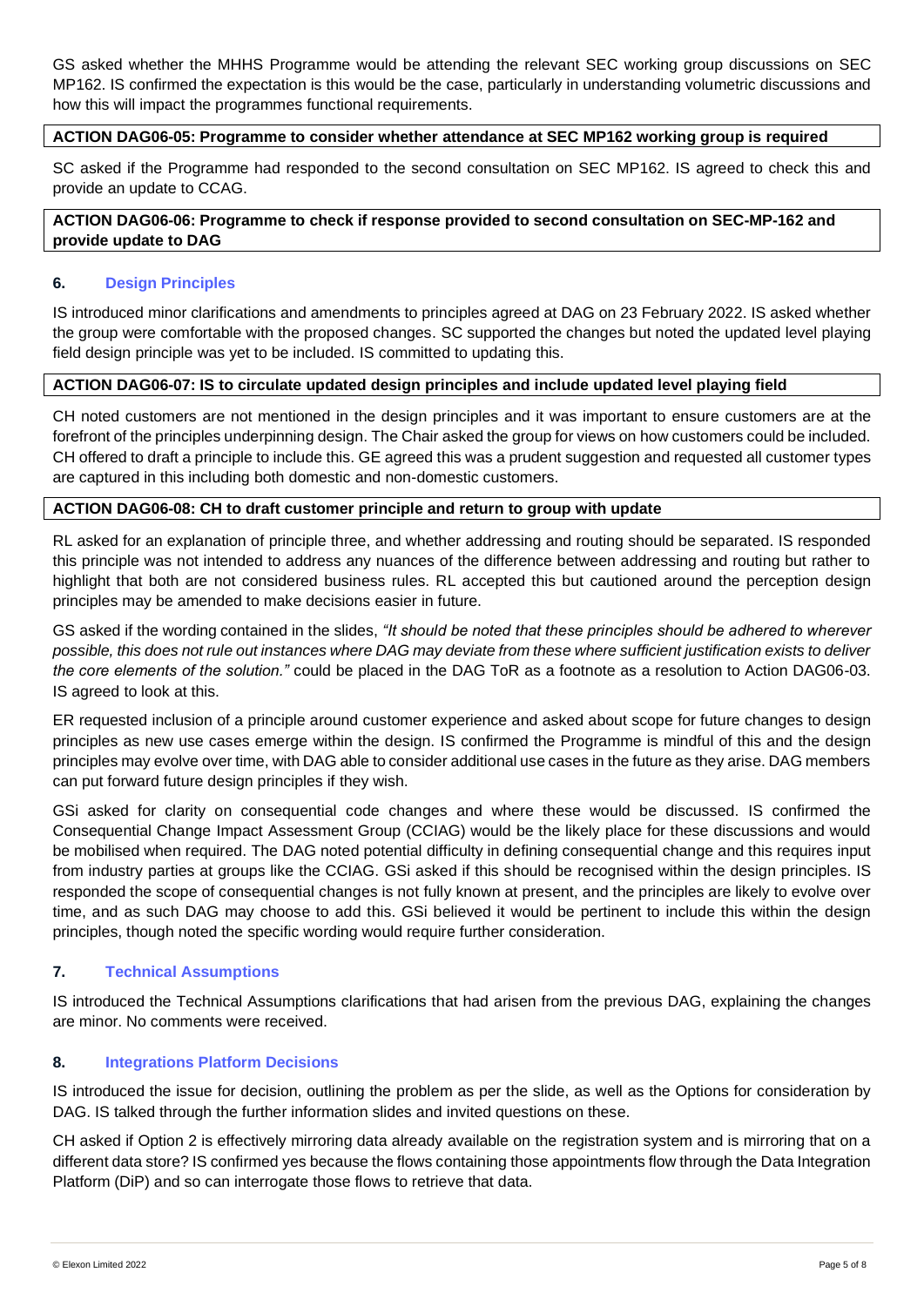GS asked whether the MHHS Programme would be attending the relevant SEC working group discussions on SEC MP162. IS confirmed the expectation is this would be the case, particularly in understanding volumetric discussions and how this will impact the programmes functional requirements.

**ACTION DAG06-05: Programme to consider whether attendance at SEC MP162 working group is required**

SC asked if the Programme had responded to the second consultation on SEC MP162. IS agreed to check this and provide an update to CCAG.

**ACTION DAG06-06: Programme to check if response provided to second consultation on SEC-MP-162 and provide update to DAG**

## 6. Design Principles

IS introduced minor clarifications and amendments to principles agreed at DAG on 23 February 2022. IS asked whether the group were comfortable with the proposed changes. SC supported the changes but noted the updated level playing field design principle was yet to be included. IS committed to updating this.

**ACTION DAG06-07: IS to circulate updated design principles and include updated level playing field**

CH noted customers are not mentioned in the design principles and it was important to ensure customers are at the forefront of the principles underpinning design. The Chair asked the group for views on how customers could be included. CH offered to draft a principle to include this. GE agreed this was a prudent suggestion and requested all customer types are captured in this including both domestic and non-domestic customers.

**ACTION DAG06-08: CH to draft customer principle and return to group with update**

RL asked for an explanation of principle three, and whether addressing and routing should be separated. IS responded this principle was not intended to address any nuances of the difference between addressing and routing but rather to highlight that both are not considered business rules. RL accepted this but cautioned around the perception design principles may be amended to make decisions easier in future.

GS asked if the wording contained in the slides, *"It should be noted that these principles should be adhered to wherever possible, this does not rule out instances where DAG may deviate from these where sufficient justification exists to deliver the core elements of the solution."* could be placed in the DAG ToR as a footnote as a resolution to Action DAG06-03. IS agreed to look at this.

ER requested inclusion of a principle around customer experience and asked about scope for future changes to design principles as new use cases emerge within the design. IS confirmed the Programme is mindful of this and the design principles may evolve over time, with DAG able to consider additional use cases in the future as they arise. DAG members can put forward future design principles if they wish.

GSi asked for clarity on consequential code changes and where these would be discussed. IS confirmed the Consequential Change Impact Assessment Group (CCIAG) would be the likely place for these discussions and would be mobilised when required. The DAG noted potential difficulty in defining consequential change and this requires input from industry parties at groups like the CCIAG. GSi asked if this should be recognised within the design principles. IS responded the scope of consequential changes is not fully known at present, and the principles are likely to evolve over time, and as such DAG may choose to add this. GSi believed it would be pertinent to include this within the design principles, though noted the specific wording would require further consideration.

## 7. Technical Assumptions

IS introduced the Technical Assumptions clarifications that had arisen from the previous DAG, explaining the changes are minor. No comments were received.

## 8. Integrations Platform Decisions

IS introduced the issue for decision, outlining the problem as per the slide, as well as the Options for consideration by DAG. IS talked through the further information slides and invited questions on these.

CH asked if Option 2 is effectively mirroring data already available on the registration system and is mirroring that on a different data store? IS confirmed yes because the flows containing those appointments flow through the Data Integration Platform (DiP) and so can interrogate those flows to retrieve that data.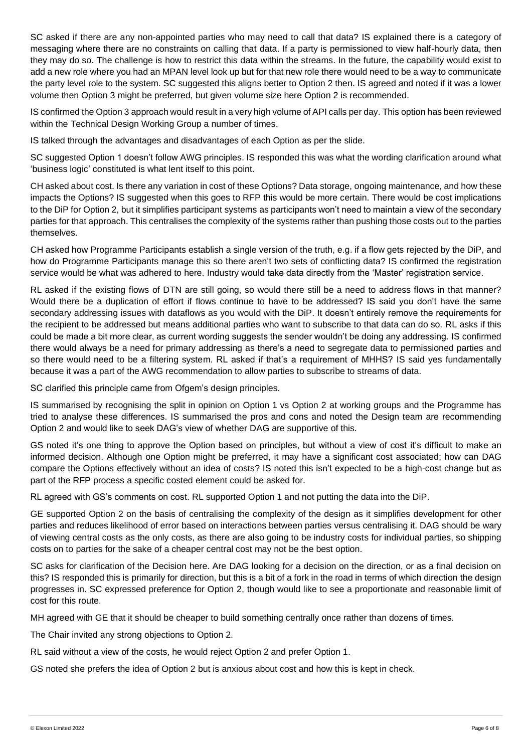SC asked if there are any non-appointed parties who may need to call that data? IS explained there is a category of messaging where there are no constraints on calling that data. If a party is permissioned to view half-hourly data, then they may do so. The challenge is how to restrict this data within the streams. In the future, the capability would exist to add a new role where you had an MPAN level look up but for that new role there would need to be a way to communicate the party level role to the system. SC suggested this aligns better to Option 2 then. IS agreed and noted if it was a lower volume then Option 3 might be preferred, but given volume size here Option 2 is recommended.

IS confirmed the Option 3 approach would result in a very high volume of API calls per day. This option has been reviewed within the Technical Design Working Group a number of times.

IS talked through the advantages and disadvantages of each Option as per the slide.

SC suggested Option 1 doesn't follow AWG principles. IS responded this was what the wording clarification around what 'business logic' constituted is what lent itself to this point.

CH asked about cost. Is there any variation in cost of these Options? Data storage, ongoing maintenance, and how these impacts the Options? IS suggested when this goes to RFP this would be more certain. There would be cost implications to the DiP for Option 2, but it simplifies participant systems as participants won't need to maintain a view of the secondary parties for that approach. This centralises the complexity of the systems rather than pushing those costs out to the parties themselves.

CH asked how Programme Participants establish a single version of the truth, e.g. if a flow gets rejected by the DiP, and how do Programme Participants manage this so there aren't two sets of conflicting data? IS confirmed the registration service would be what was adhered to here. Industry would take data directly from the 'Master' registration service.

RL asked if the existing flows of DTN are still going, so would there still be a need to address flows in that manner? Would there be a duplication of effort if flows continue to have to be addressed? IS said you don't have the same secondary addressing issues with dataflows as you would with the DiP. It doesn't entirely remove the requirements for the recipient to be addressed but means additional parties who want to subscribe to that data can do so. RL asks if this could be made a bit more clear, as current wording suggests the sender wouldn't be doing any addressing. IS confirmed there would always be a need for primary addressing as there's a need to segregate data to permissioned parties and so there would need to be a filtering system. RL asked if that's a requirement of MHHS? IS said yes fundamentally because it was a part of the AWG recommendation to allow parties to subscribe to streams of data.

SC clarified this principle came from Ofgem's design principles.

IS summarised by recognising the split in opinion on Option 1 vs Option 2 at working groups and the Programme has tried to analyse these differences. IS summarised the pros and cons and noted the Design team are recommending Option 2 and would like to seek DAG's view of whether DAG are supportive of this.

GS noted it's one thing to approve the Option based on principles, but without a view of cost it's difficult to make an informed decision. Although one Option might be preferred, it may have a significant cost associated; how can DAG compare the Options effectively without an idea of costs? IS noted this isn't expected to be a high-cost change but as part of the RFP process a specific costed element could be asked for.

RL agreed with GS's comments on cost. RL supported Option 1 and not putting the data into the DiP.

GE supported Option 2 on the basis of centralising the complexity of the design as it simplifies development for other parties and reduces likelihood of error based on interactions between parties versus centralising it. DAG should be wary of viewing central costs as the only costs, as there are also going to be industry costs for individual parties, so shipping costs on to parties for the sake of a cheaper central cost may not be the best option.

SC asks for clarification of the Decision here. Are DAG looking for a decision on the direction, or as a final decision on this? IS responded this is primarily for direction, but this is a bit of a fork in the road in terms of which direction the design progresses in. SC expressed preference for Option 2, though would like to see a proportionate and reasonable limit of cost for this route.

MH agreed with GE that it should be cheaper to build something centrally once rather than dozens of times.

The Chair invited any strong objections to Option 2.

RL said without a view of the costs, he would reject Option 2 and prefer Option 1.

GS noted she prefers the idea of Option 2 but is anxious about cost and how this is kept in check.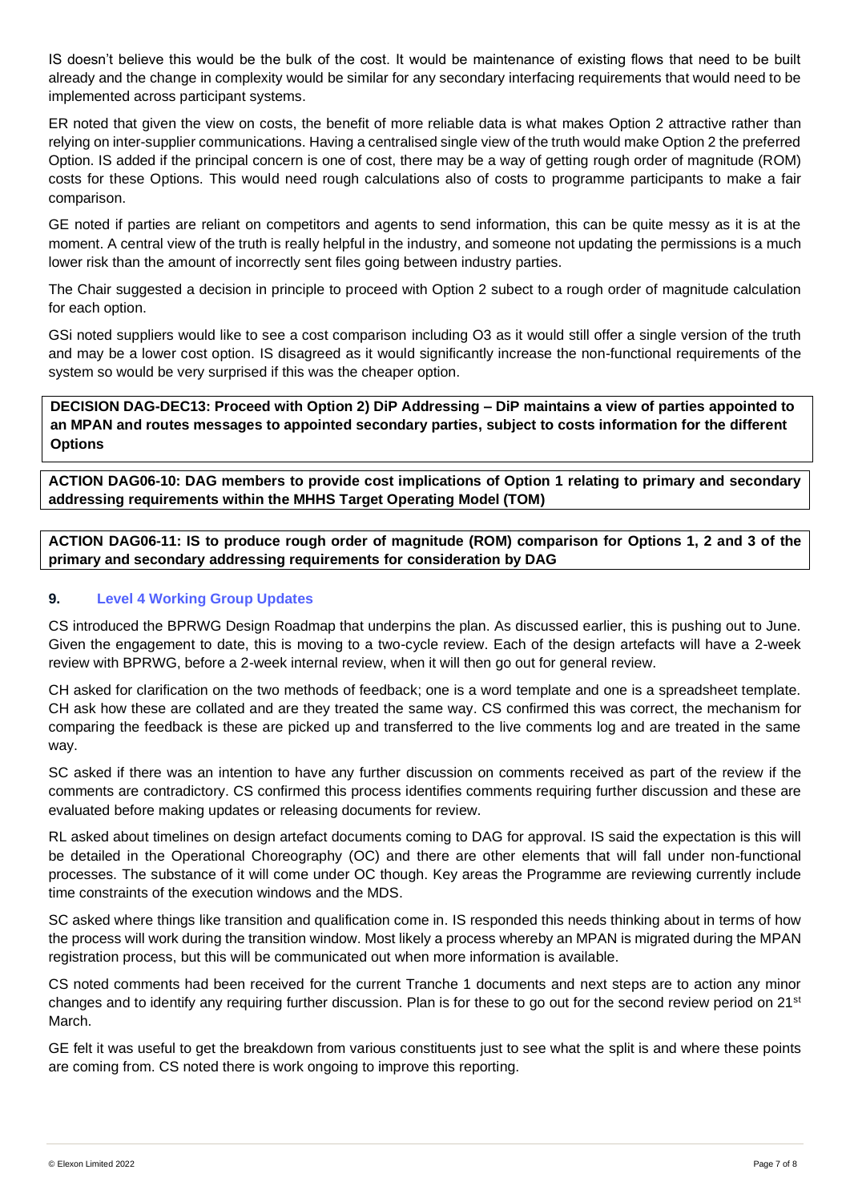IS doesn't believe this would be the bulk of the cost. It would be maintenance of existing flows that need to be built already and the change in complexity would be similar for any secondary interfacing requirements that would need to be implemented across participant systems.

ER noted that given the view on costs, the benefit of more reliable data is what makes Option 2 attractive rather than relying on inter-supplier communications. Having a centralised single view of the truth would make Option 2 the preferred Option. IS added if the principal concern is one of cost, there may be a way of getting rough order of magnitude (ROM) costs for these Options. This would need rough calculations also of costs to programme participants to make a fair comparison.

GE noted if parties are reliant on competitors and agents to send information, this can be quite messy as it is at the moment. A central view of the truth is really helpful in the industry, and someone not updating the permissions is a much lower risk than the amount of incorrectly sent files going between industry parties.

The Chair suggested a decision in principle to proceed with Option 2 subect to a rough order of magnitude calculation for each option.

GSi noted suppliers would like to see a cost comparison including O3 as it would still offer a single version of the truth and may be a lower cost option. IS disagreed as it would significantly increase the non-functional requirements of the system so would be very surprised if this was the cheaper option.

**DECISION DAG-DEC13: Proceed with Option 2) DiP Addressing – DiP maintains a view of parties appointed to an MPAN and routes messages to appointed secondary parties, subject to costs information for the different Options**

**ACTION DAG06-10: DAG members to provide cost implications of Option 1 relating to primary and secondary addressing requirements within the MHHS Target Operating Model (TOM)**

**ACTION DAG06-11: IS to produce rough order of magnitude (ROM) comparison for Options 1, 2 and 3 of the primary and secondary addressing requirements for consideration by DAG**

## 9. Level 4 Working Group Updates

CS introduced the BPRWG Design Roadmap that underpins the plan. As discussed earlier, this is pushing out to June. Given the engagement to date, this is moving to a two-cycle review. Each of the design artefacts will have a 2-week review with BPRWG, before a 2-week internal review, when it will then go out for general review.

CH asked for clarification on the two methods of feedback; one is a word template and one is a spreadsheet template. CH ask how these are collated and are they treated the same way. CS confirmed this was correct, the mechanism for comparing the feedback is these are picked up and transferred to the live comments log and are treated in the same way.

SC asked if there was an intention to have any further discussion on comments received as part of the review if the comments are contradictory. CS confirmed this process identifies comments requiring further discussion and these are evaluated before making updates or releasing documents for review.

RL asked about timelines on design artefact documents coming to DAG for approval. IS said the expectation is this will be detailed in the Operational Choreography (OC) and there are other elements that will fall under non-functional processes. The substance of it will come under OC though. Key areas the Programme are reviewing currently include time constraints of the execution windows and the MDS.

SC asked where things like transition and qualification come in. IS responded this needs thinking about in terms of how the process will work during the transition window. Most likely a process whereby an MPAN is migrated during the MPAN registration process, but this will be communicated out when more information is available.

CS noted comments had been received for the current Tranche 1 documents and next steps are to action any minor changes and to identify any requiring further discussion. Plan is for these to go out for the second review period on 21st March.

GE felt it was useful to get the breakdown from various constituents just to see what the split is and where these points are coming from. CS noted there is work ongoing to improve this reporting.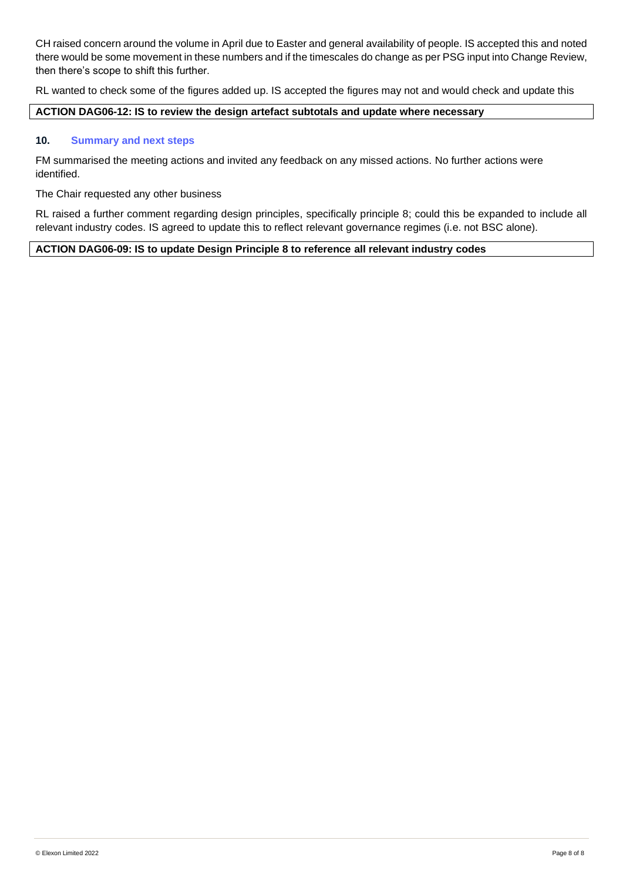CH raised concern around the volume in April due to Easter and general availability of people. IS accepted this and noted there would be some movement in these numbers and if the timescales do change as per PSG input into Change Review, then there's scope to shift this further.

RL wanted to check some of the figures added up. IS accepted the figures may not and would check and update this

**ACTION DAG06-12: IS to review the design artefact subtotals and update where necessary**

## 10. Summary and next steps

FM summarised the meeting actions and invited any feedback on any missed actions. No further actions were identified.

The Chair requested any other business

RL raised a further comment regarding design principles, specifically principle 8; could this be expanded to include all relevant industry codes. IS agreed to update this to reflect relevant governance regimes (i.e. not BSC alone).

**ACTION DAG06-09: IS to update Design Principle 8 to reference all relevant industry codes**